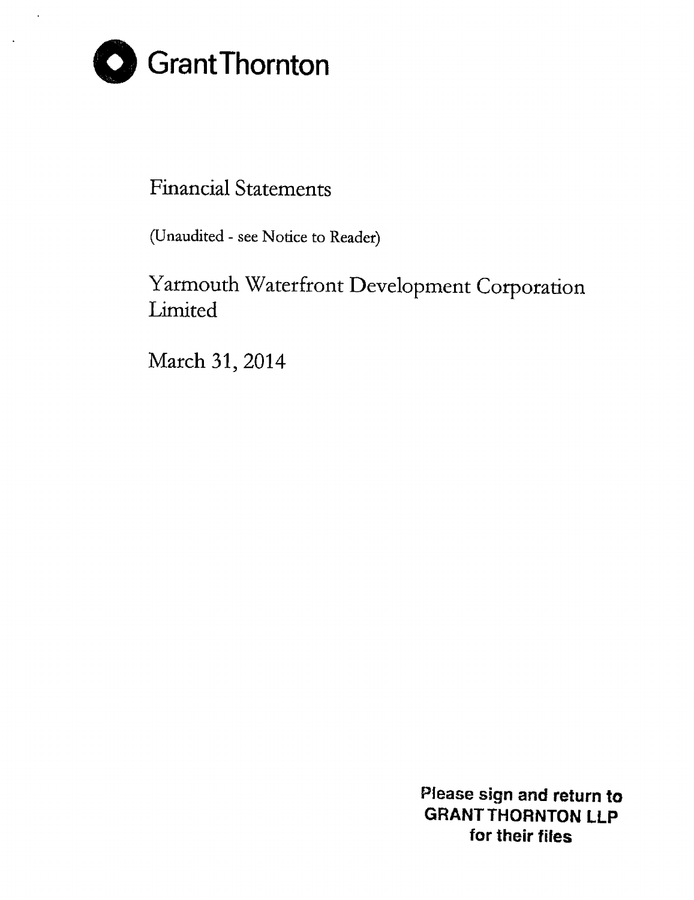Grant Thornton

# Financial Statements

(Unaudited - see Notice to Reader)

## Yarmouth Waterfront Development Corporation Limited

March 31, 2014

**Please sign and return to**
**GRANT THORNTON LLP**
**for their files**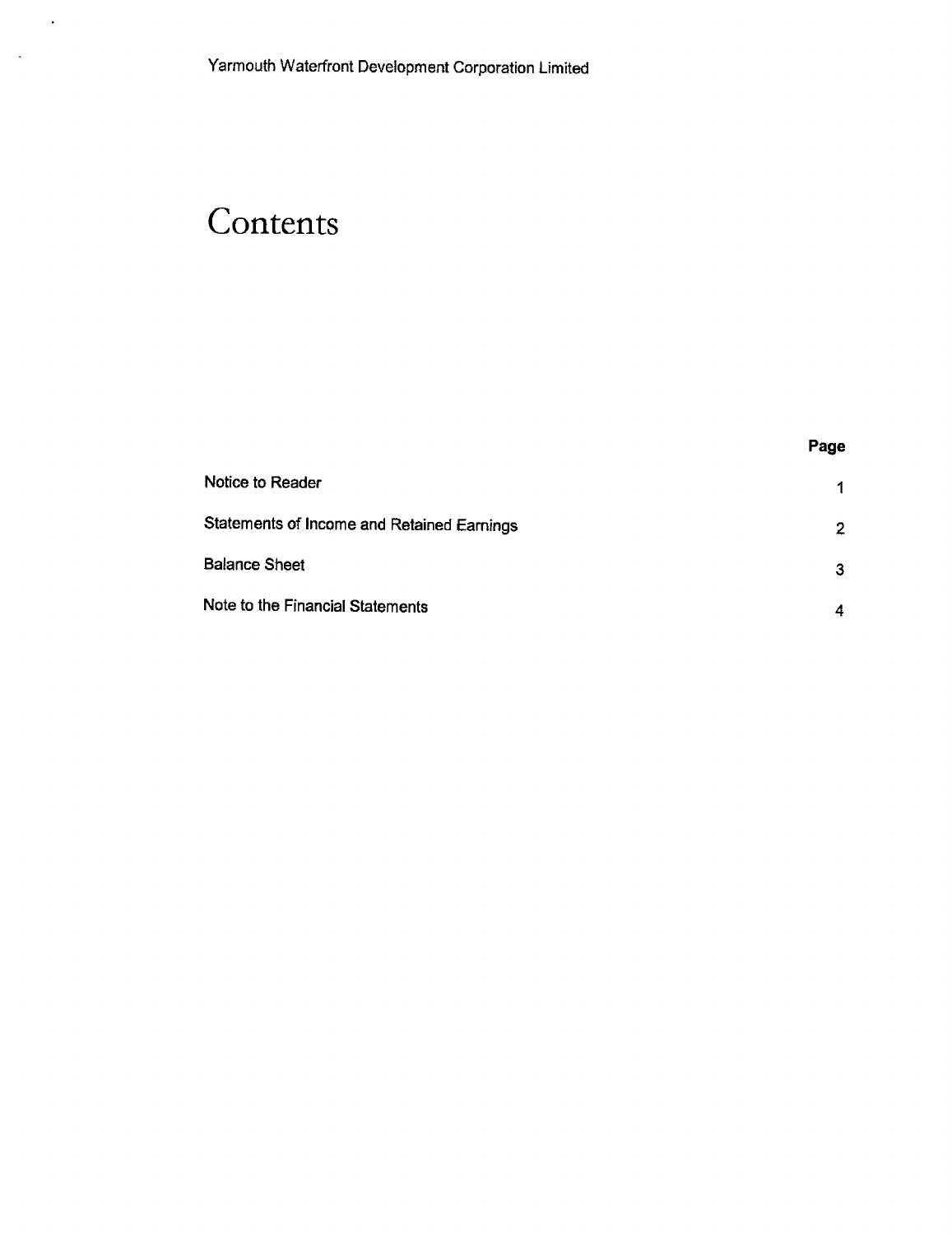Yarmouth Waterfront Development Corporation Limited

# Contents

| | Page |
|---|---|
| Notice to Reader | 1 |
| Statements of Income and Retained Earnings | 2 |
| Balance Sheet | 3 |
| Note to the Financial Statements | 4 |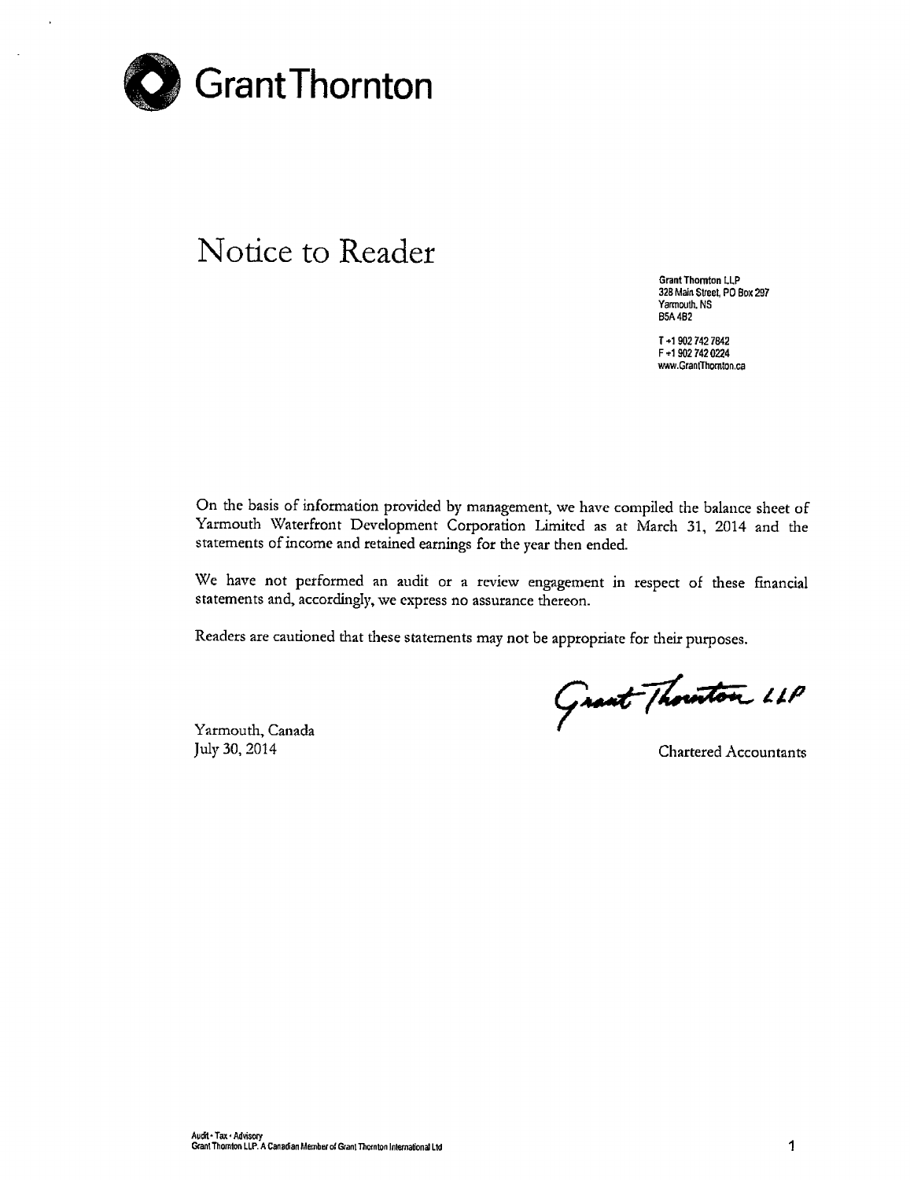Grant Thornton

# Notice to Reader

Grant Thornton LLP
328 Main Street, PO Box 297
Yarmouth, NS
B5A 4B2

T +1 902 742 7842
F +1 902 742 0224
www.GrantThornton.ca

On the basis of information provided by management, we have compiled the balance sheet of Yarmouth Waterfront Development Corporation Limited as at March 31, 2014 and the statements of income and retained earnings for the year then ended.

We have not performed an audit or a review engagement in respect of these financial statements and, accordingly, we express no assurance thereon.

Readers are cautioned that these statements may not be appropriate for their purposes.

Grant Thornton LLP

Yarmouth, Canada
July 30, 2014

Chartered Accountants

Audit • Tax • Advisory
Grant Thornton LLP. A Canadian Member of Grant Thornton International Ltd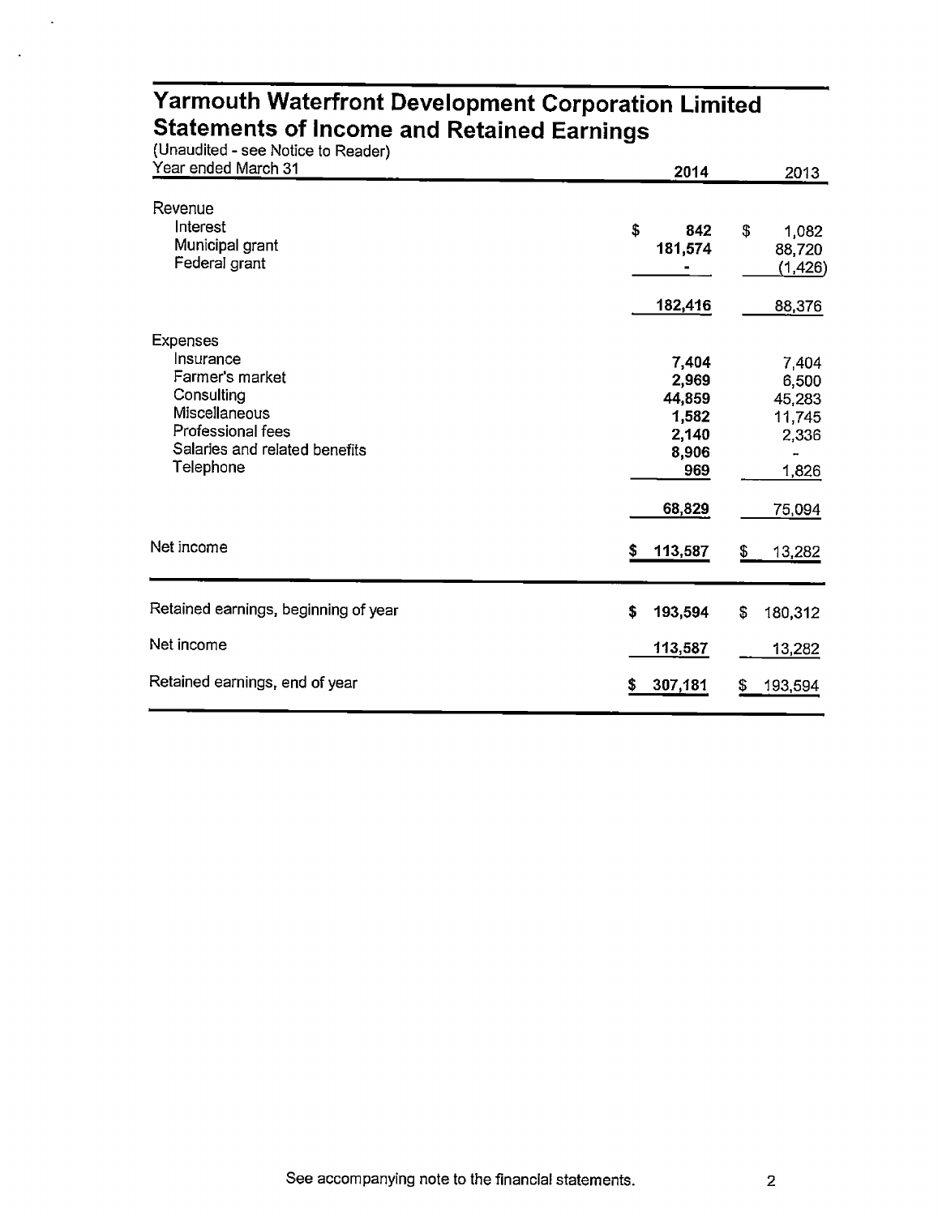# Yarmouth Waterfront Development Corporation Limited
## Statements of Income and Retained Earnings

(Unaudited - see Notice to Reader)

| Year ended March 31 | 2014 | 2013 |
|---|---|---|
| **Revenue** | | |
| Interest | $ 842 | $ 1,082 |
| Municipal grant | 181,574 | 88,720 |
| Federal grant | - | (1,426) |
| | 182,416 | 88,376 |
| **Expenses** | | |
| Insurance | 7,404 | 7,404 |
| Farmer's market | 2,969 | 6,500 |
| Consulting | 44,859 | 45,283 |
| Miscellaneous | 1,582 | 11,745 |
| Professional fees | 2,140 | 2,336 |
| Salaries and related benefits | 8,906 | - |
| Telephone | 969 | 1,826 |
| | 68,829 | 75,094 |
| Net income | $ 113,587 | $ 13,282 |
| Retained earnings, beginning of year | $ 193,594 | $ 180,312 |
| Net income | 113,587 | 13,282 |
| Retained earnings, end of year | $ 307,181 | $ 193,594 |

See accompanying note to the financial statements.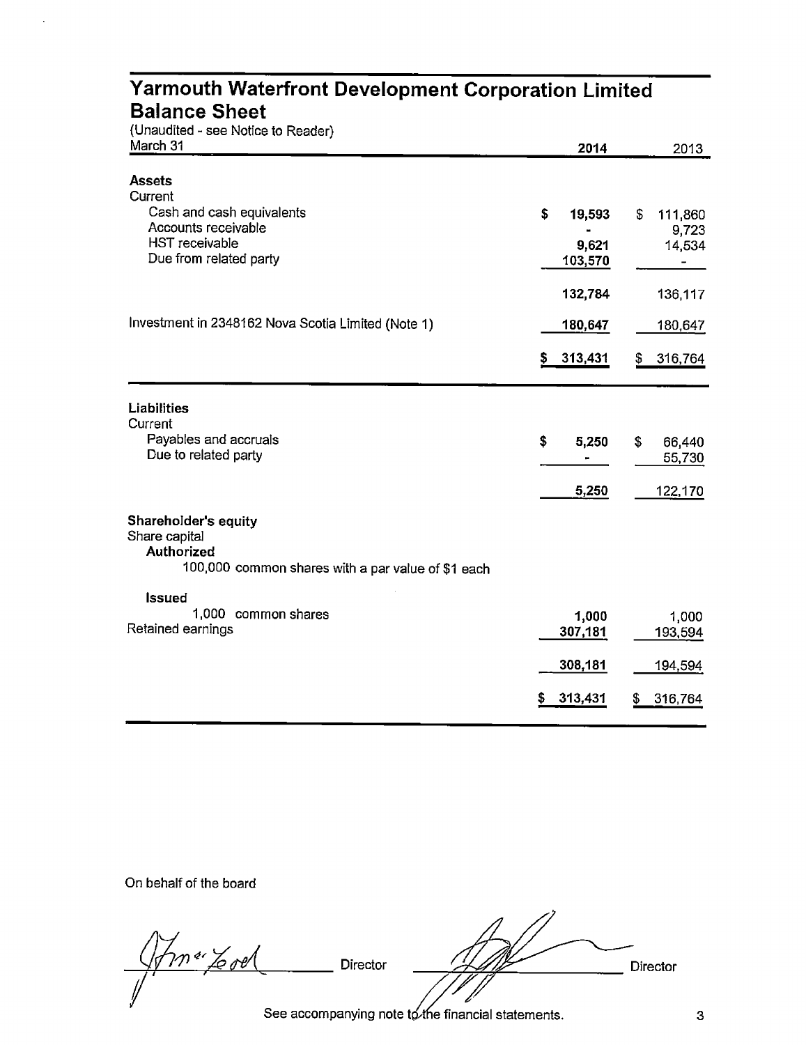# Yarmouth Waterfront Development Corporation Limited
## Balance Sheet

(Unaudited - see Notice to Reader)

| March 31 | 2014 | 2013 |
|---|---|---|
| **Assets** | | |
| Current | | |
| Cash and cash equivalents | $ 19,593 | $ 111,860 |
| Accounts receivable | - | 9,723 |
| HST receivable | 9,621 | 14,534 |
| Due from related party | 103,570 | - |
| | 132,784 | 136,117 |
| Investment in 2348162 Nova Scotia Limited (Note 1) | 180,647 | 180,647 |
| | $ 313,431 | $ 316,764 |
| **Liabilities** | | |
| Current | | |
| Payables and accruals | $ 5,250 | $ 66,440 |
| Due to related party | - | 55,730 |
| | 5,250 | 122,170 |
| **Shareholder's equity** | | |
| Share capital | | |
| **Authorized** | | |
| 100,000 common shares with a par value of $1 each | | |
| **Issued** | | |
| 1,000 common shares | 1,000 | 1,000 |
| Retained earnings | 307,181 | 193,594 |
| | 308,181 | 194,594 |
| | $ 313,431 | $ 316,764 |

On behalf of the board

_______________ Director _______________ Director

See accompanying note to the financial statements.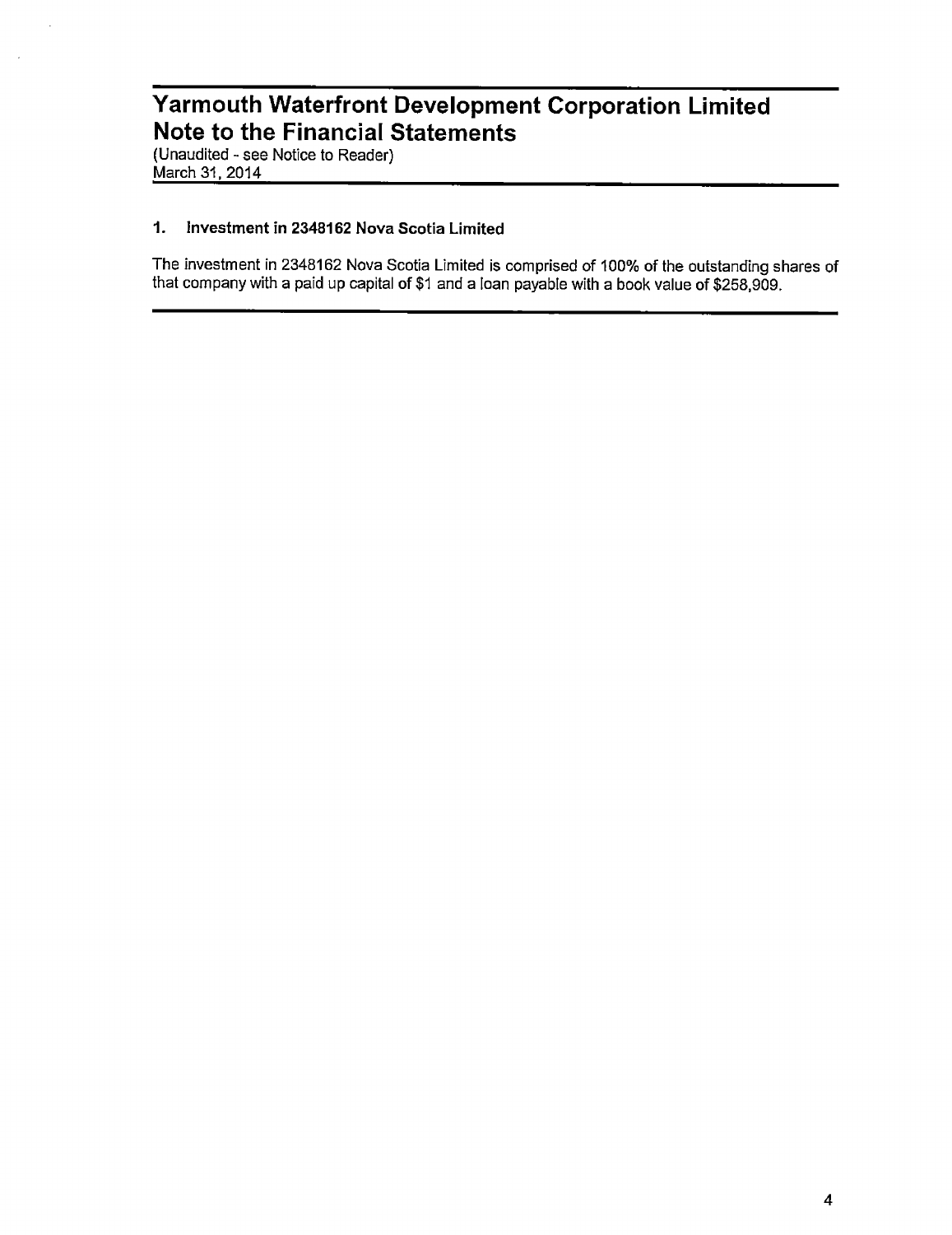# Yarmouth Waterfront Development Corporation Limited
# Note to the Financial Statements

(Unaudited - see Notice to Reader)
March 31, 2014

### 1. Investment in 2348162 Nova Scotia Limited

The investment in 2348162 Nova Scotia Limited is comprised of 100% of the outstanding shares of that company with a paid up capital of $1 and a loan payable with a book value of $258,909.